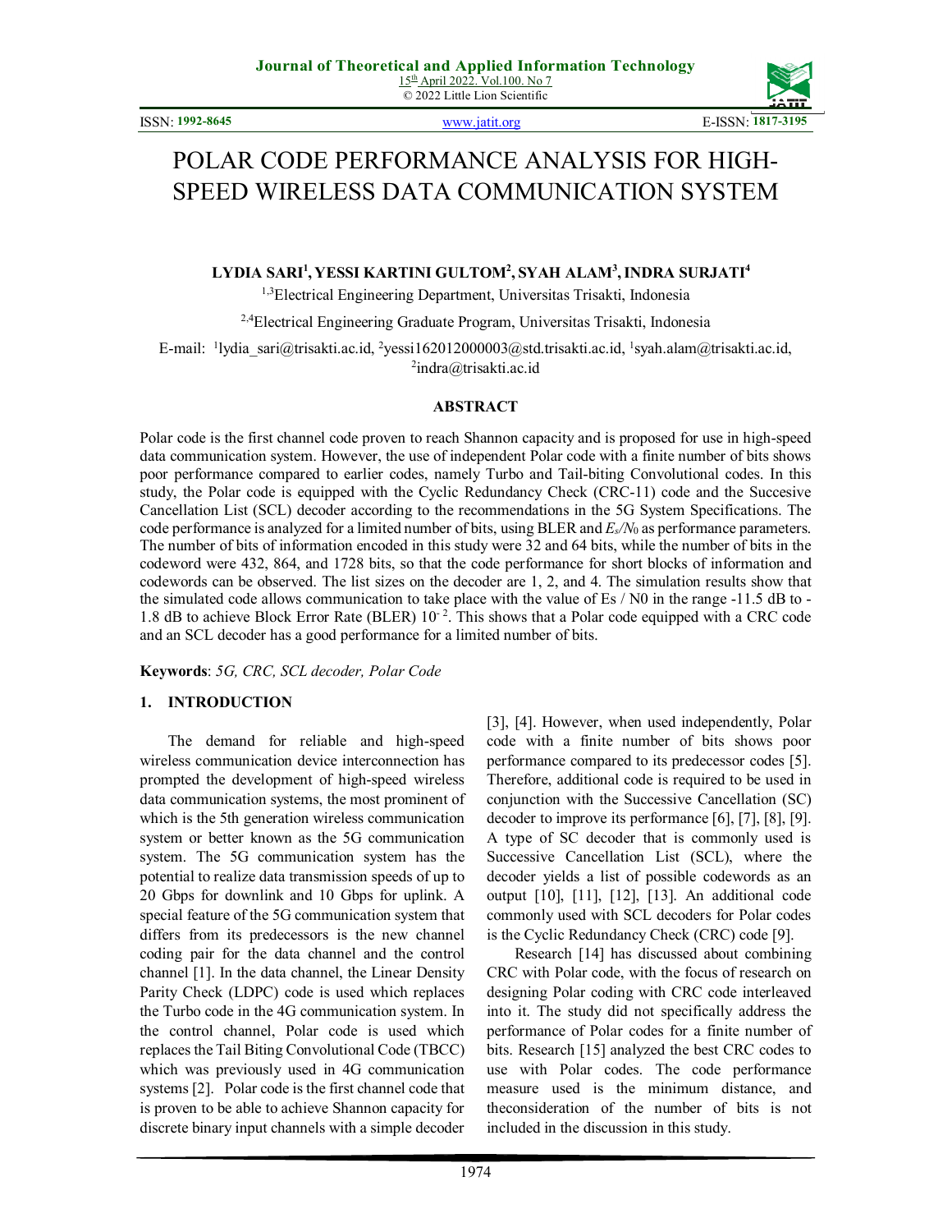# POLAR CODE PERFORMANCE ANALYSIS FOR HIGH-SPEED WIRELESS DATA COMMUNICATION SYSTEM

**LYDIA SARI[1], YESSI KARTINI GULTOM[2], SYAH ALAM[3], INDRA SURJATI[4]**

[1,3]Electrical Engineering Department, Universitas Trisakti, Indonesia

[2,4]Electrical Engineering Graduate Program, Universitas Trisakti, Indonesia

E-mail: [1]lydia_sari@trisakti.ac.id, [2]yessi162012000003@std.trisakti.ac.id, [1]syah.alam@trisakti.ac.id, [2]indra@trisakti.ac.id

## ABSTRACT

Polar code is the first channel code proven to reach Shannon capacity and is proposed for use in high-speed data communication system. However, the use of independent Polar code with a finite number of bits shows poor performance compared to earlier codes, namely Turbo and Tail-biting Convolutional codes. In this study, the Polar code is equipped with the Cyclic Redundancy Check (CRC-11) code and the Succesive Cancellation List (SCL) decoder according to the recommendations in the 5G System Specifications. The code performance is analyzed for a limited number of bits, using BLER and $E_s/N_0$ as performance parameters. The number of bits of information encoded in this study were 32 and 64 bits, while the number of bits in the codeword were 432, 864, and 1728 bits, so that the code performance for short blocks of information and codewords can be observed. The list sizes on the decoder are 1, 2, and 4. The simulation results show that the simulated code allows communication to take place with the value of Es / N0 in the range -11.5 dB to -1.8 dB to achieve Block Error Rate (BLER) $10^{-2}$. This shows that a Polar code equipped with a CRC code and an SCL decoder has a good performance for a limited number of bits.

**Keywords**: *5G, CRC, SCL decoder, Polar Code*

## 1. INTRODUCTION

The demand for reliable and high-speed wireless communication device interconnection has prompted the development of high-speed wireless data communication systems, the most prominent of which is the 5th generation wireless communication system or better known as the 5G communication system. The 5G communication system has the potential to realize data transmission speeds of up to 20 Gbps for downlink and 10 Gbps for uplink. A special feature of the 5G communication system that differs from its predecessors is the new channel coding pair for the data channel and the control channel [1]. In the data channel, the Linear Density Parity Check (LDPC) code is used which replaces the Turbo code in the 4G communication system. In the control channel, Polar code is used which replaces the Tail Biting Convolutional Code (TBCC) which was previously used in 4G communication systems [2]. Polar code is the first channel code that is proven to be able to achieve Shannon capacity for discrete binary input channels with a simple decoder [3], [4]. However, when used independently, Polar code with a finite number of bits shows poor performance compared to its predecessor codes [5]. Therefore, additional code is required to be used in conjunction with the Successive Cancellation (SC) decoder to improve its performance [6], [7], [8], [9]. A type of SC decoder that is commonly used is Successive Cancellation List (SCL), where the decoder yields a list of possible codewords as an output [10], [11], [12], [13]. An additional code commonly used with SCL decoders for Polar codes is the Cyclic Redundancy Check (CRC) code [9].

Research [14] has discussed about combining CRC with Polar code, with the focus of research on designing Polar coding with CRC code interleaved into it. The study did not specifically address the performance of Polar codes for a finite number of bits. Research [15] analyzed the best CRC codes to use with Polar codes. The code performance measure used is the minimum distance, and theconsideration of the number of bits is not included in the discussion in this study.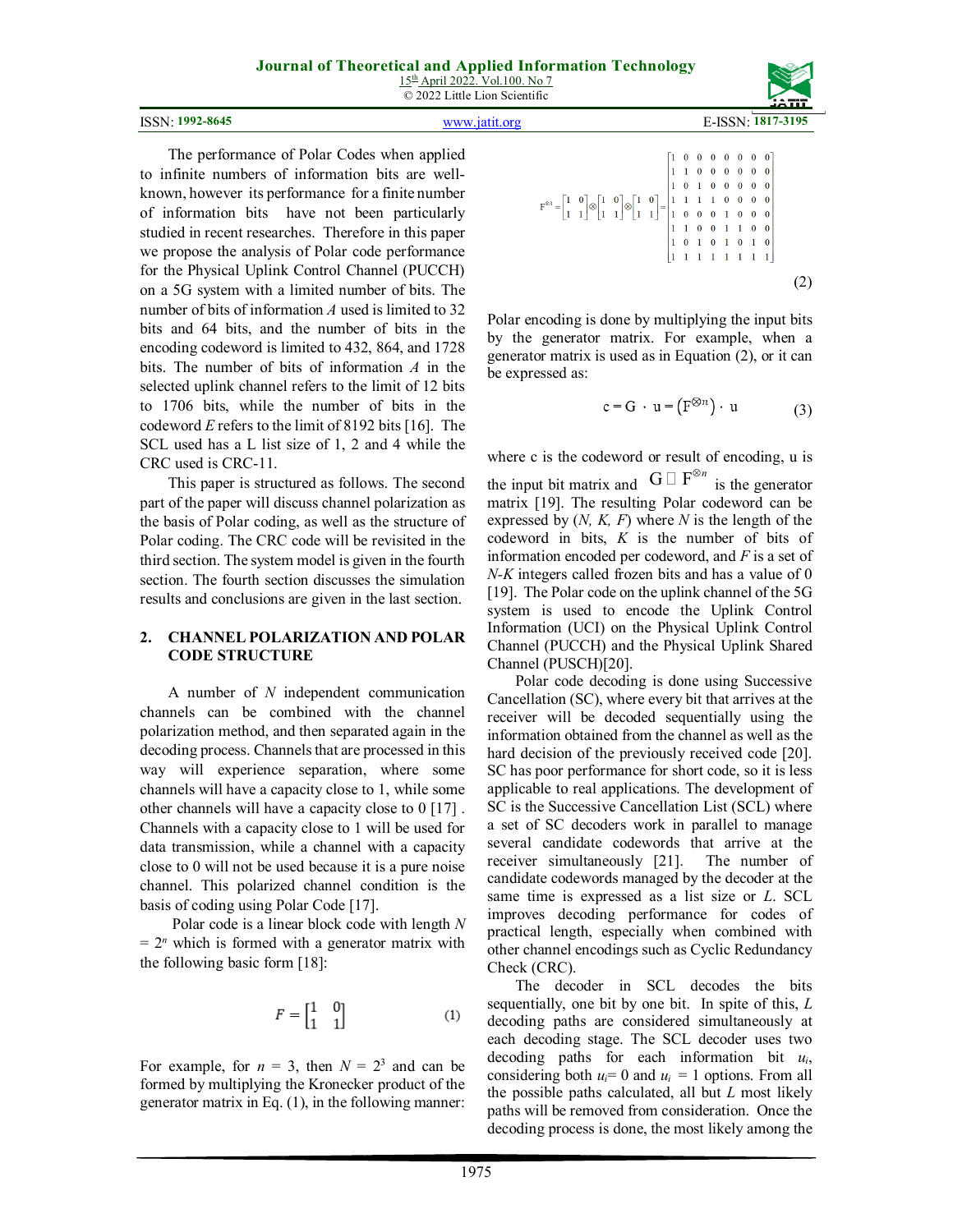The performance of Polar Codes when applied to infinite numbers of information bits are well-known, however its performance for a finite number of information bits have not been particularly studied in recent researches. Therefore in this paper we propose the analysis of Polar code performance for the Physical Uplink Control Channel (PUCCH) on a 5G system with a limited number of bits. The number of bits of information *A* used is limited to 32 bits and 64 bits, and the number of bits in the encoding codeword is limited to 432, 864, and 1728 bits. The number of bits of information *A* in the selected uplink channel refers to the limit of 12 bits to 1706 bits, while the number of bits in the codeword *E* refers to the limit of 8192 bits [16]. The SCL used has a L list size of 1, 2 and 4 while the CRC used is CRC-11.

This paper is structured as follows. The second part of the paper will discuss channel polarization as the basis of Polar coding, as well as the structure of Polar coding. The CRC code will be revisited in the third section. The system model is given in the fourth section. The fourth section discusses the simulation results and conclusions are given in the last section.

## 2. CHANNEL POLARIZATION AND POLAR CODE STRUCTURE

A number of *N* independent communication channels can be combined with the channel polarization method, and then separated again in the decoding process. Channels that are processed in this way will experience separation, where some channels will have a capacity close to 1, while some other channels will have a capacity close to 0 [17] . Channels with a capacity close to 1 will be used for data transmission, while a channel with a capacity close to 0 will not be used because it is a pure noise channel. This polarized channel condition is the basis of coding using Polar Code [17].

Polar code is a linear block code with length $N = 2^n$ which is formed with a generator matrix with the following basic form [18]:

$$F = \begin{bmatrix} 1 & 0 \\ 1 & 1 \end{bmatrix} \tag{1}$$

For example, for $n = 3$, then $N = 2^3$ and can be formed by multiplying the Kronecker product of the generator matrix in Eq. (1), in the following manner:

$$F^{\otimes 3} = \begin{bmatrix} 1 & 0 \\ 1 & 1 \end{bmatrix} \otimes \begin{bmatrix} 1 & 0 \\ 1 & 1 \end{bmatrix} \otimes \begin{bmatrix} 1 & 0 \\ 1 & 1 \end{bmatrix} = \begin{bmatrix} 1&0&0&0&0&0&0&0 \\ 1&1&0&0&0&0&0&0 \\ 1&0&1&0&0&0&0&0 \\ 1&1&1&1&0&0&0&0 \\ 1&0&0&0&1&0&0&0 \\ 1&1&0&0&1&1&0&0 \\ 1&0&1&0&1&0&1&0 \\ 1&1&1&1&1&1&1&1 \end{bmatrix} \tag{2}$$

Polar encoding is done by multiplying the input bits by the generator matrix. For example, when a generator matrix is used as in Equation (2), or it can be expressed as:

$$c = G \cdot u = \left(F^{\otimes n}\right) \cdot u \tag{3}$$

where c is the codeword or result of encoding, u is the input bit matrix and $G \triangleq F^{\otimes n}$ is the generator matrix [19]. The resulting Polar codeword can be expressed by (*N, K, F*) where *N* is the length of the codeword in bits, *K* is the number of bits of information encoded per codeword, and *F* is a set of *N-K* integers called frozen bits and has a value of 0 [19]. The Polar code on the uplink channel of the 5G system is used to encode the Uplink Control Information (UCI) on the Physical Uplink Control Channel (PUCCH) and the Physical Uplink Shared Channel (PUSCH)[20].

Polar code decoding is done using Successive Cancellation (SC), where every bit that arrives at the receiver will be decoded sequentially using the information obtained from the channel as well as the hard decision of the previously received code [20]. SC has poor performance for short code, so it is less applicable to real applications. The development of SC is the Successive Cancellation List (SCL) where a set of SC decoders work in parallel to manage several candidate codewords that arrive at the receiver simultaneously [21]. The number of candidate codewords managed by the decoder at the same time is expressed as a list size or *L*. SCL improves decoding performance for codes of practical length, especially when combined with other channel encodings such as Cyclic Redundancy Check (CRC).

The decoder in SCL decodes the bits sequentially, one bit by one bit. In spite of this, *L* decoding paths are considered simultaneously at each decoding stage. The SCL decoder uses two decoding paths for each information bit $u_i$, considering both $u_i = 0$ and $u_i = 1$ options. From all the possible paths calculated, all but *L* most likely paths will be removed from consideration. Once the decoding process is done, the most likely among the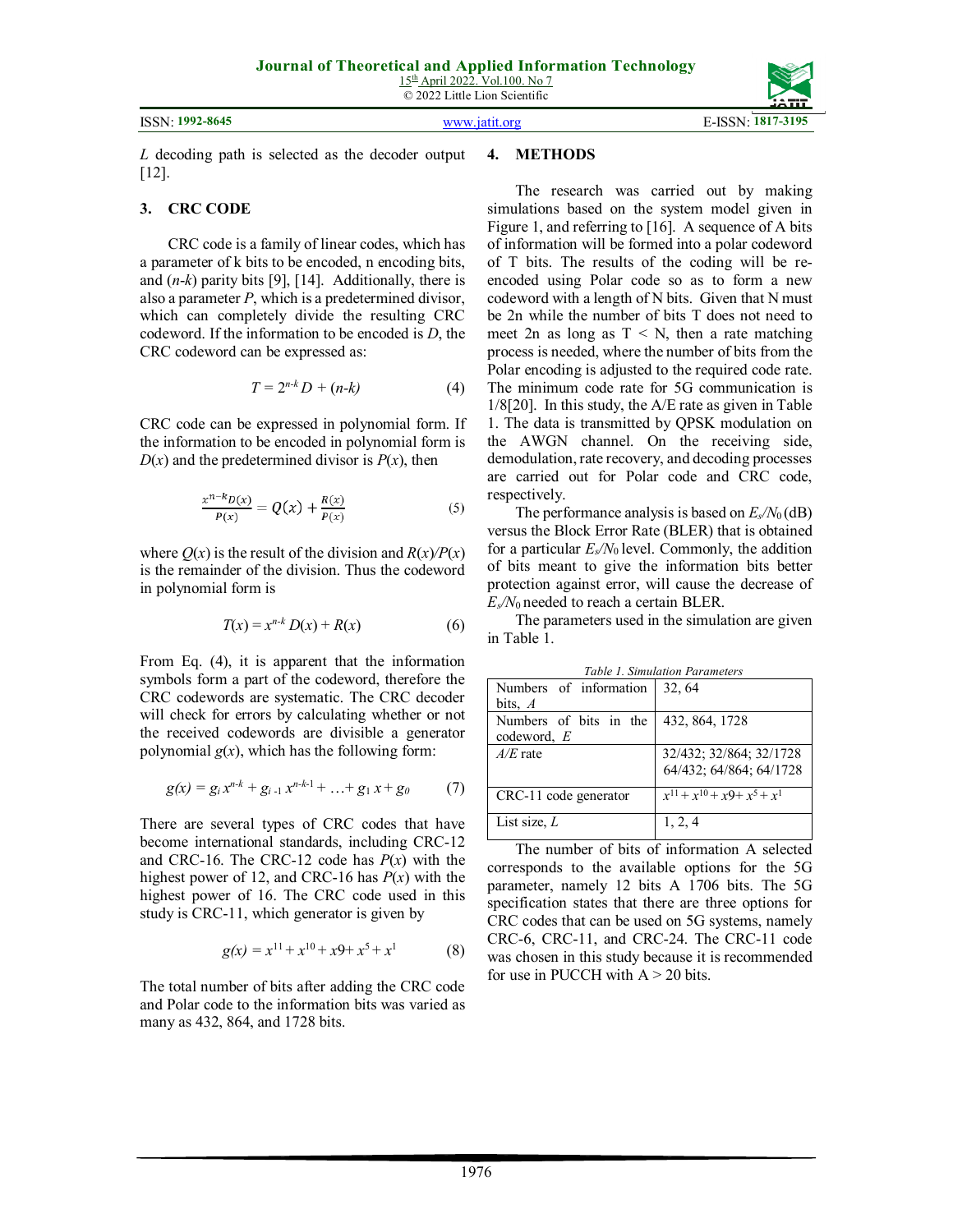*L* decoding path is selected as the decoder output [12].

## 3. CRC CODE

CRC code is a family of linear codes, which has a parameter of k bits to be encoded, n encoding bits, and (*n*-*k*) parity bits [9], [14]. Additionally, there is also a parameter *P*, which is a predetermined divisor, which can completely divide the resulting CRC codeword. If the information to be encoded is *D*, the CRC codeword can be expressed as:

$$T = 2^{n-k} D + (n\text{-}k) \quad (4)$$

CRC code can be expressed in polynomial form. If the information to be encoded in polynomial form is $D(x)$ and the predetermined divisor is $P(x)$, then

$$\frac{x^{n-k}D(x)}{P(x)} = Q(x) + \frac{R(x)}{P(x)} \quad (5)$$

where $Q(x)$ is the result of the division and $R(x)/P(x)$ is the remainder of the division. Thus the codeword in polynomial form is

$$T(x) = x^{n-k} D(x) + R(x) \quad (6)$$

From Eq. (4), it is apparent that the information symbols form a part of the codeword, therefore the CRC codewords are systematic. The CRC decoder will check for errors by calculating whether or not the received codewords are divisible a generator polynomial $g(x)$, which has the following form:

$$g(x) = g_i x^{n-k} + g_{i-1} x^{n-k-1} + \ldots + g_1 x + g_0 \quad (7)$$

There are several types of CRC codes that have become international standards, including CRC-12 and CRC-16. The CRC-12 code has $P(x)$ with the highest power of 12, and CRC-16 has $P(x)$ with the highest power of 16. The CRC code used in this study is CRC-11, which generator is given by

$$g(x) = x^{11} + x^{10} + x9 + x^5 + x^1 \quad (8)$$

The total number of bits after adding the CRC code and Polar code to the information bits was varied as many as 432, 864, and 1728 bits.

## 4. METHODS

The research was carried out by making simulations based on the system model given in Figure 1, and referring to [16]. A sequence of A bits of information will be formed into a polar codeword of T bits. The results of the coding will be re-encoded using Polar code so as to form a new codeword with a length of N bits. Given that N must be 2n while the number of bits T does not need to meet 2n as long as T < N, then a rate matching process is needed, where the number of bits from the Polar encoding is adjusted to the required code rate. The minimum code rate for 5G communication is 1/8[20]. In this study, the A/E rate as given in Table 1. The data is transmitted by QPSK modulation on the AWGN channel. On the receiving side, demodulation, rate recovery, and decoding processes are carried out for Polar code and CRC code, respectively.

The performance analysis is based on $E_s/N_0$ (dB) versus the Block Error Rate (BLER) that is obtained for a particular $E_s/N_0$ level. Commonly, the addition of bits meant to give the information bits better protection against error, will cause the decrease of $E_s/N_0$ needed to reach a certain BLER.

The parameters used in the simulation are given in Table 1.

*Table 1. Simulation Parameters*

| | |
|---|---|
| Numbers of information bits, *A* | 32, 64 |
| Numbers of bits in the codeword, *E* | 432, 864, 1728 |
| *A/E* rate | 32/432; 32/864; 32/1728 64/432; 64/864; 64/1728 |
| CRC-11 code generator | $x^{11} + x^{10} + x9 + x^5 + x^1$ |
| List size, *L* | 1, 2, 4 |

The number of bits of information A selected corresponds to the available options for the 5G parameter, namely 12 bits A 1706 bits. The 5G specification states that there are three options for CRC codes that can be used on 5G systems, namely CRC-6, CRC-11, and CRC-24. The CRC-11 code was chosen in this study because it is recommended for use in PUCCH with A > 20 bits.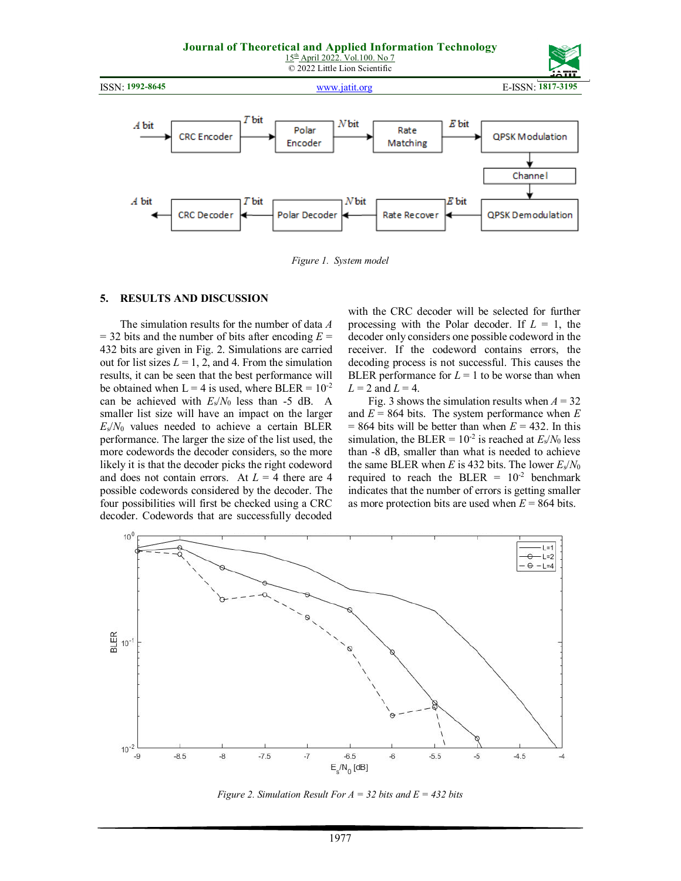*Figure 1. System model*

## 5. RESULTS AND DISCUSSION

The simulation results for the number of data $A$ = 32 bits and the number of bits after encoding $E$ = 432 bits are given in Fig. 2. Simulations are carried out for list sizes $L$ = 1, 2, and 4. From the simulation results, it can be seen that the best performance will be obtained when L = 4 is used, where BLER = $10^{-2}$ can be achieved with $E_s/N_0$ less than -5 dB. A smaller list size will have an impact on the larger $E_s/N_0$ values needed to achieve a certain BLER performance. The larger the size of the list used, the more codewords the decoder considers, so the more likely it is that the decoder picks the right codeword and does not contain errors. At $L$ = 4 there are 4 possible codewords considered by the decoder. The four possibilities will first be checked using a CRC decoder. Codewords that are successfully decoded with the CRC decoder will be selected for further processing with the Polar decoder. If $L$ = 1, the decoder only considers one possible codeword in the receiver. If the codeword contains errors, the decoding process is not successful. This causes the BLER performance for $L$ = 1 to be worse than when $L$ = 2 and $L$ = 4.

Fig. 3 shows the simulation results when $A$ = 32 and $E$ = 864 bits. The system performance when $E$ = 864 bits will be better than when $E$ = 432. In this simulation, the BLER = $10^{-2}$ is reached at $E_s/N_0$ less than -8 dB, smaller than what is needed to achieve the same BLER when $E$ is 432 bits. The lower $E_s/N_0$ required to reach the BLER = $10^{-2}$ benchmark indicates that the number of errors is getting smaller as more protection bits are used when $E$ = 864 bits.

*Figure 2. Simulation Result For A = 32 bits and E = 432 bits*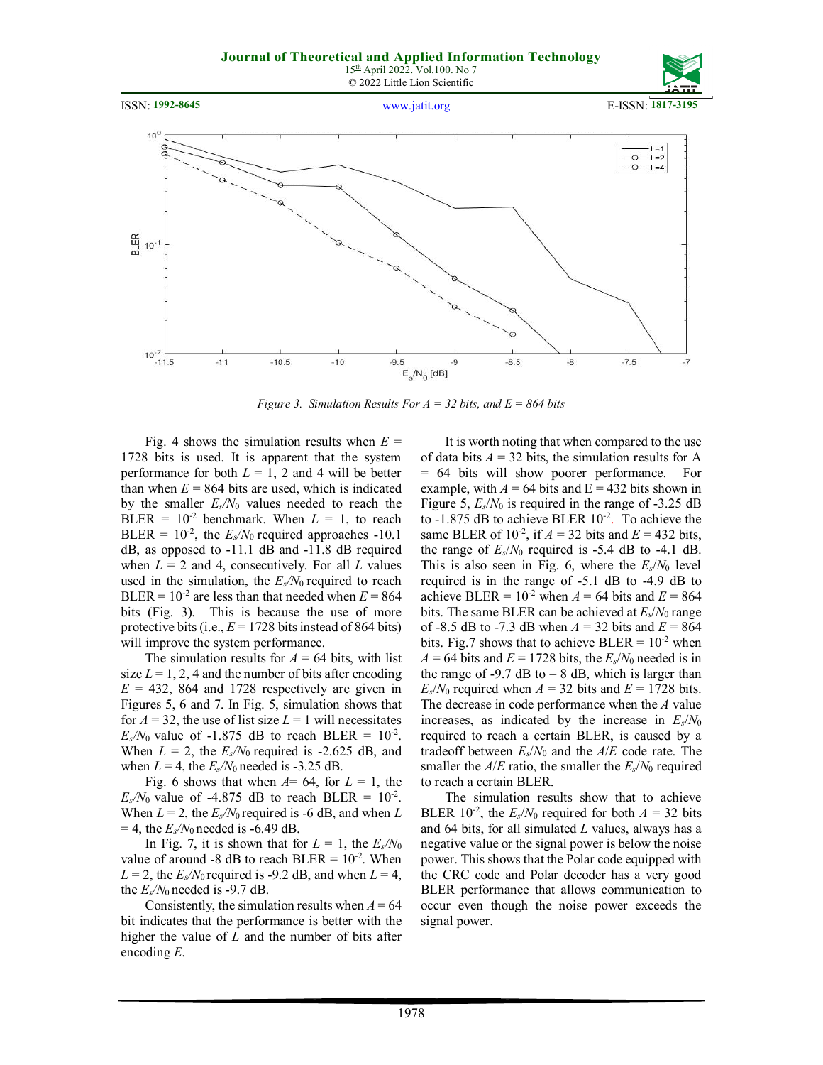*Figure 3. Simulation Results For A = 32 bits, and E = 864 bits*

Fig. 4 shows the simulation results when $E$ = 1728 bits is used. It is apparent that the system performance for both $L$ = 1, 2 and 4 will be better than when $E$ = 864 bits are used, which is indicated by the smaller $E_s/N_0$ values needed to reach the BLER = $10^{-2}$ benchmark. When $L$ = 1, to reach BLER = $10^{-2}$, the $E_s/N_0$ required approaches -10.1 dB, as opposed to -11.1 dB and -11.8 dB required when $L$ = 2 and 4, consecutively. For all $L$ values used in the simulation, the $E_s/N_0$ required to reach BLER = $10^{-2}$ are less than that needed when $E$ = 864 bits (Fig. 3). This is because the use of more protective bits (i.e., $E$ = 1728 bits instead of 864 bits) will improve the system performance.

The simulation results for $A$ = 64 bits, with list size $L$ = 1, 2, 4 and the number of bits after encoding $E$ = 432, 864 and 1728 respectively are given in Figures 5, 6 and 7. In Fig. 5, simulation shows that for $A$ = 32, the use of list size $L$ = 1 will necessitates $E_s/N_0$ value of -1.875 dB to reach BLER = $10^{-2}$. When $L$ = 2, the $E_s/N_0$ required is -2.625 dB, and when $L$ = 4, the $E_s/N_0$ needed is -3.25 dB.

Fig. 6 shows that when $A$= 64, for $L$ = 1, the $E_s/N_0$ value of -4.875 dB to reach BLER = $10^{-2}$. When $L$ = 2, the $E_s/N_0$ required is -6 dB, and when $L$ = 4, the $E_s/N_0$ needed is -6.49 dB.

In Fig. 7, it is shown that for $L$ = 1, the $E_s/N_0$ value of around -8 dB to reach BLER = $10^{-2}$. When $L$ = 2, the $E_s/N_0$ required is -9.2 dB, and when $L$ = 4, the $E_s/N_0$ needed is -9.7 dB.

Consistently, the simulation results when $A$ = 64 bit indicates that the performance is better with the higher the value of $L$ and the number of bits after encoding $E$.

It is worth noting that when compared to the use of data bits $A$ = 32 bits, the simulation results for A = 64 bits will show poorer performance. For example, with $A$ = 64 bits and E = 432 bits shown in Figure 5, $E_s/N_0$ is required in the range of -3.25 dB to -1.875 dB to achieve BLER $10^{-2}$. To achieve the same BLER of $10^{-2}$, if $A$ = 32 bits and $E$ = 432 bits, the range of $E_s/N_0$ required is -5.4 dB to -4.1 dB. This is also seen in Fig. 6, where the $E_s/N_0$ level required is in the range of -5.1 dB to -4.9 dB to achieve BLER = $10^{-2}$ when $A$ = 64 bits and $E$ = 864 bits. The same BLER can be achieved at $E_s/N_0$ range of -8.5 dB to -7.3 dB when $A$ = 32 bits and $E$ = 864 bits. Fig.7 shows that to achieve BLER = $10^{-2}$ when $A$ = 64 bits and $E$ = 1728 bits, the $E_s/N_0$ needed is in the range of -9.7 dB to – 8 dB, which is larger than $E_s/N_0$ required when $A$ = 32 bits and $E$ = 1728 bits. The decrease in code performance when the $A$ value increases, as indicated by the increase in $E_s/N_0$ required to reach a certain BLER, is caused by a tradeoff between $E_s/N_0$ and the $A/E$ code rate. The smaller the $A/E$ ratio, the smaller the $E_s/N_0$ required to reach a certain BLER.

The simulation results show that to achieve BLER $10^{-2}$, the $E_s/N_0$ required for both $A$ = 32 bits and 64 bits, for all simulated $L$ values, always has a negative value or the signal power is below the noise power. This shows that the Polar code equipped with the CRC code and Polar decoder has a very good BLER performance that allows communication to occur even though the noise power exceeds the signal power.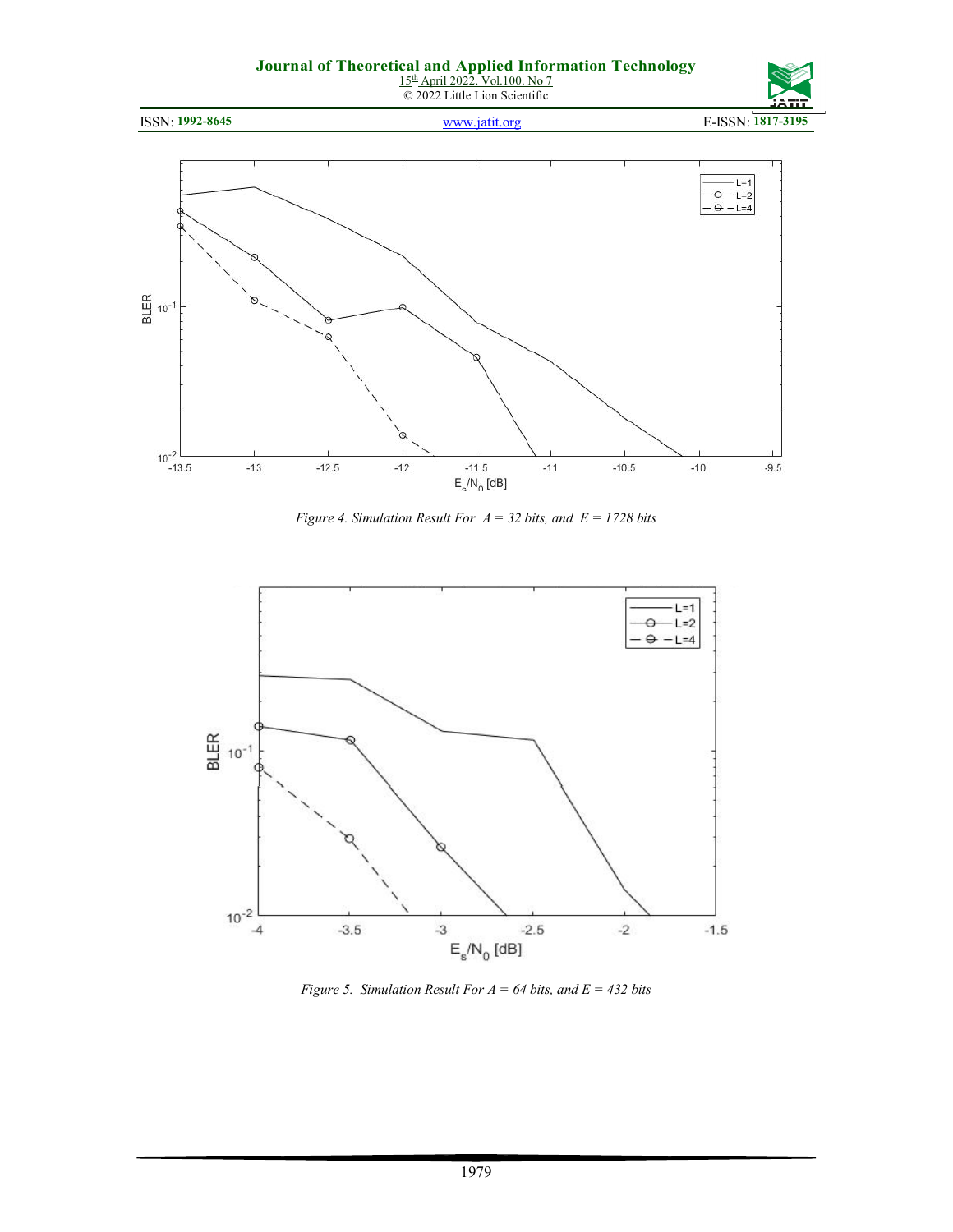Figure 4. Simulation Result For $A = 32$ bits, and $E = 1728$ bits

Figure 5. Simulation Result For $A = 64$ bits, and $E = 432$ bits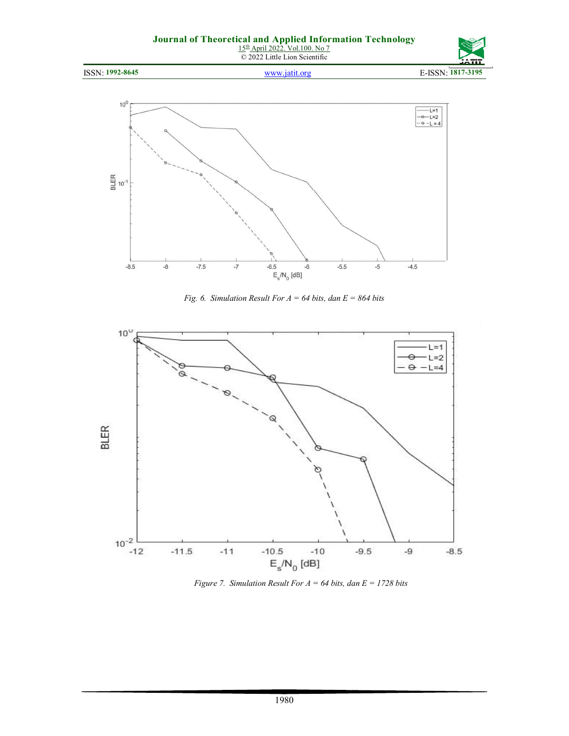Fig. 6. Simulation Result For A = 64 bits, dan E = 864 bits

Figure 7. Simulation Result For A = 64 bits, dan E = 1728 bits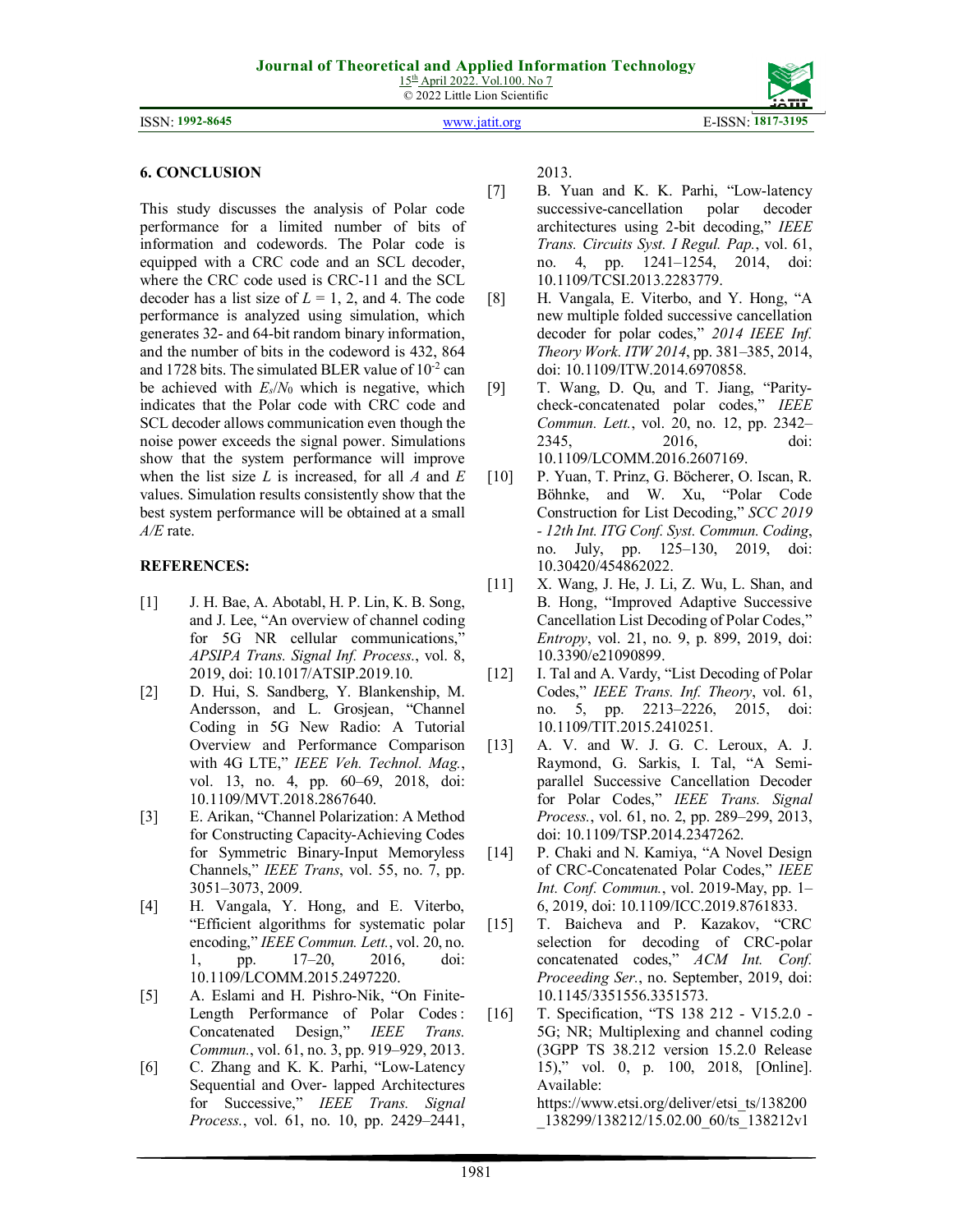## 6. CONCLUSION

This study discusses the analysis of Polar code performance for a limited number of bits of information and codewords. The Polar code is equipped with a CRC code and an SCL decoder, where the CRC code used is CRC-11 and the SCL decoder has a list size of $L$ = 1, 2, and 4. The code performance is analyzed using simulation, which generates 32- and 64-bit random binary information, and the number of bits in the codeword is 432, 864 and 1728 bits. The simulated BLER value of $10^{-2}$ can be achieved with $E_s/N_0$ which is negative, which indicates that the Polar code with CRC code and SCL decoder allows communication even though the noise power exceeds the signal power. Simulations show that the system performance will improve when the list size $L$ is increased, for all $A$ and $E$ values. Simulation results consistently show that the best system performance will be obtained at a small $A/E$ rate.

## REFERENCES:

[1] J. H. Bae, A. Abotabl, H. P. Lin, K. B. Song, and J. Lee, "An overview of channel coding for 5G NR cellular communications," *APSIPA Trans. Signal Inf. Process.*, vol. 8, 2019, doi: 10.1017/ATSIP.2019.10.

[2] D. Hui, S. Sandberg, Y. Blankenship, M. Andersson, and L. Grosjean, "Channel Coding in 5G New Radio: A Tutorial Overview and Performance Comparison with 4G LTE," *IEEE Veh. Technol. Mag.*, vol. 13, no. 4, pp. 60–69, 2018, doi: 10.1109/MVT.2018.2867640.

[3] E. Arikan, "Channel Polarization: A Method for Constructing Capacity-Achieving Codes for Symmetric Binary-Input Memoryless Channels," *IEEE Trans*, vol. 55, no. 7, pp. 3051–3073, 2009.

[4] H. Vangala, Y. Hong, and E. Viterbo, "Efficient algorithms for systematic polar encoding," *IEEE Commun. Lett.*, vol. 20, no. 1, pp. 17–20, 2016, doi: 10.1109/LCOMM.2015.2497220.

[5] A. Eslami and H. Pishro-Nik, "On Finite-Length Performance of Polar Codes : Concatenated Design," *IEEE Trans. Commun.*, vol. 61, no. 3, pp. 919–929, 2013.

[6] C. Zhang and K. K. Parhi, "Low-Latency Sequential and Over- lapped Architectures for Successive," *IEEE Trans. Signal Process.*, vol. 61, no. 10, pp. 2429–2441, 2013.

[7] B. Yuan and K. K. Parhi, "Low-latency successive-cancellation polar decoder architectures using 2-bit decoding," *IEEE Trans. Circuits Syst. I Regul. Pap.*, vol. 61, no. 4, pp. 1241–1254, 2014, doi: 10.1109/TCSI.2013.2283779.

[8] H. Vangala, E. Viterbo, and Y. Hong, "A new multiple folded successive cancellation decoder for polar codes," *2014 IEEE Inf. Theory Work. ITW 2014*, pp. 381–385, 2014, doi: 10.1109/ITW.2014.6970858.

[9] T. Wang, D. Qu, and T. Jiang, "Parity-check-concatenated polar codes," *IEEE Commun. Lett.*, vol. 20, no. 12, pp. 2342–2345, 2016, doi: 10.1109/LCOMM.2016.2607169.

[10] P. Yuan, T. Prinz, G. Böcherer, O. Iscan, R. Böhnke, and W. Xu, "Polar Code Construction for List Decoding," *SCC 2019 - 12th Int. ITG Conf. Syst. Commun. Coding*, no. July, pp. 125–130, 2019, doi: 10.30420/454862022.

[11] X. Wang, J. He, J. Li, Z. Wu, L. Shan, and B. Hong, "Improved Adaptive Successive Cancellation List Decoding of Polar Codes," *Entropy*, vol. 21, no. 9, p. 899, 2019, doi: 10.3390/e21090899.

[12] I. Tal and A. Vardy, "List Decoding of Polar Codes," *IEEE Trans. Inf. Theory*, vol. 61, no. 5, pp. 2213–2226, 2015, doi: 10.1109/TIT.2015.2410251.

[13] A. V. and W. J. G. C. Leroux, A. J. Raymond, G. Sarkis, I. Tal, "A Semi-parallel Successive Cancellation Decoder for Polar Codes," *IEEE Trans. Signal Process.*, vol. 61, no. 2, pp. 289–299, 2013, doi: 10.1109/TSP.2014.2347262.

[14] P. Chaki and N. Kamiya, "A Novel Design of CRC-Concatenated Polar Codes," *IEEE Int. Conf. Commun.*, vol. 2019-May, pp. 1–6, 2019, doi: 10.1109/ICC.2019.8761833.

[15] T. Baicheva and P. Kazakov, "CRC selection for decoding of CRC-polar concatenated codes," *ACM Int. Conf. Proceeding Ser.*, no. September, 2019, doi: 10.1145/3351556.3351573.

[16] T. Specification, "TS 138 212 - V15.2.0 - 5G; NR; Multiplexing and channel coding (3GPP TS 38.212 version 15.2.0 Release 15)," vol. 0, p. 100, 2018, [Online]. Available: https://www.etsi.org/deliver/etsi_ts/138200_138299/138212/15.02.00_60/ts_138212v1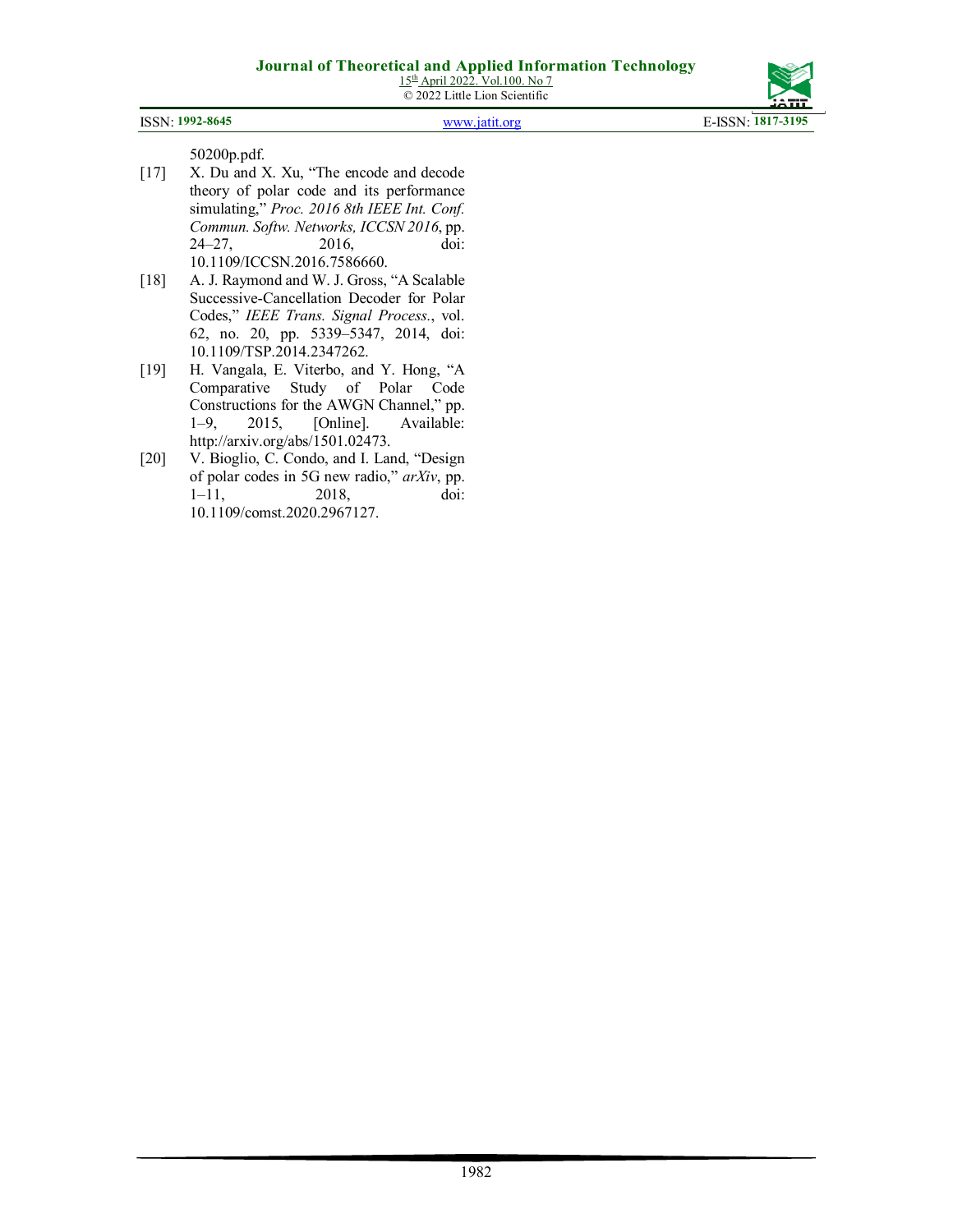50200p.pdf.

[17] X. Du and X. Xu, “The encode and decode theory of polar code and its performance simulating,” *Proc. 2016 8th IEEE Int. Conf. Commun. Softw. Networks, ICCSN 2016*, pp. 24–27, 2016, doi: 10.1109/ICCSN.2016.7586660.

[18] A. J. Raymond and W. J. Gross, “A Scalable Successive-Cancellation Decoder for Polar Codes,” *IEEE Trans. Signal Process.*, vol. 62, no. 20, pp. 5339–5347, 2014, doi: 10.1109/TSP.2014.2347262.

[19] H. Vangala, E. Viterbo, and Y. Hong, “A Comparative Study of Polar Code Constructions for the AWGN Channel,” pp. 1–9, 2015, [Online]. Available: http://arxiv.org/abs/1501.02473.

[20] V. Bioglio, C. Condo, and I. Land, “Design of polar codes in 5G new radio,” *arXiv*, pp. 1–11, 2018, doi: 10.1109/comst.2020.2967127.